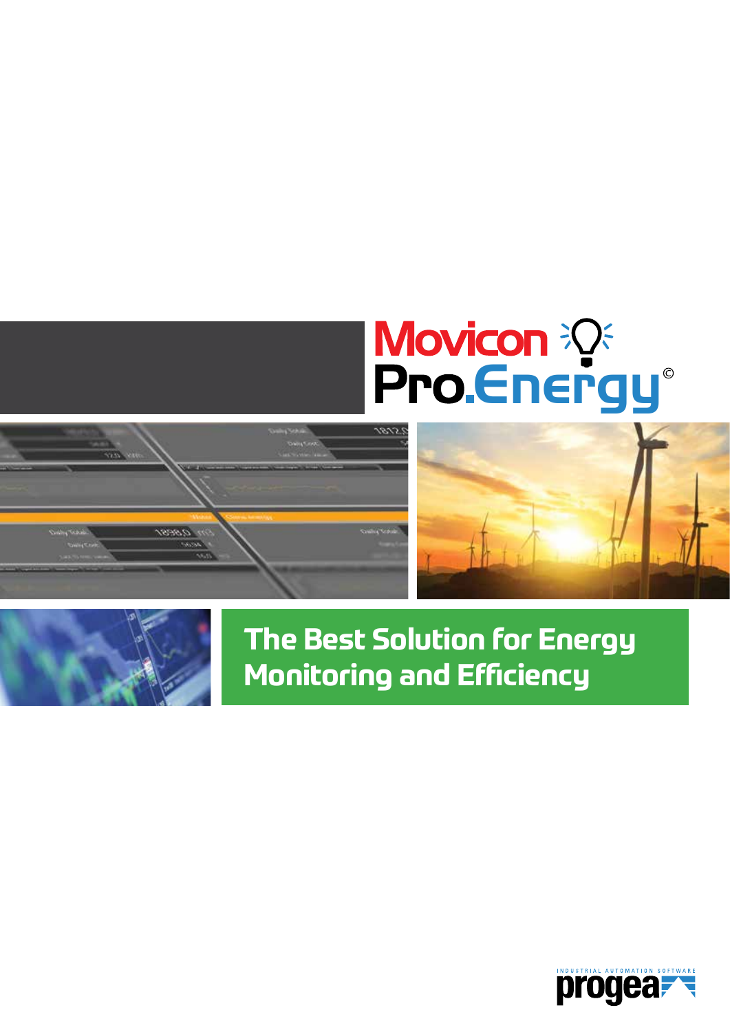# Movicon Pro.Energy©

## The Best Solution for Energy Monitoring and Efficiency

progea
INDUSTRIAL AUTOMATION SOFTWARE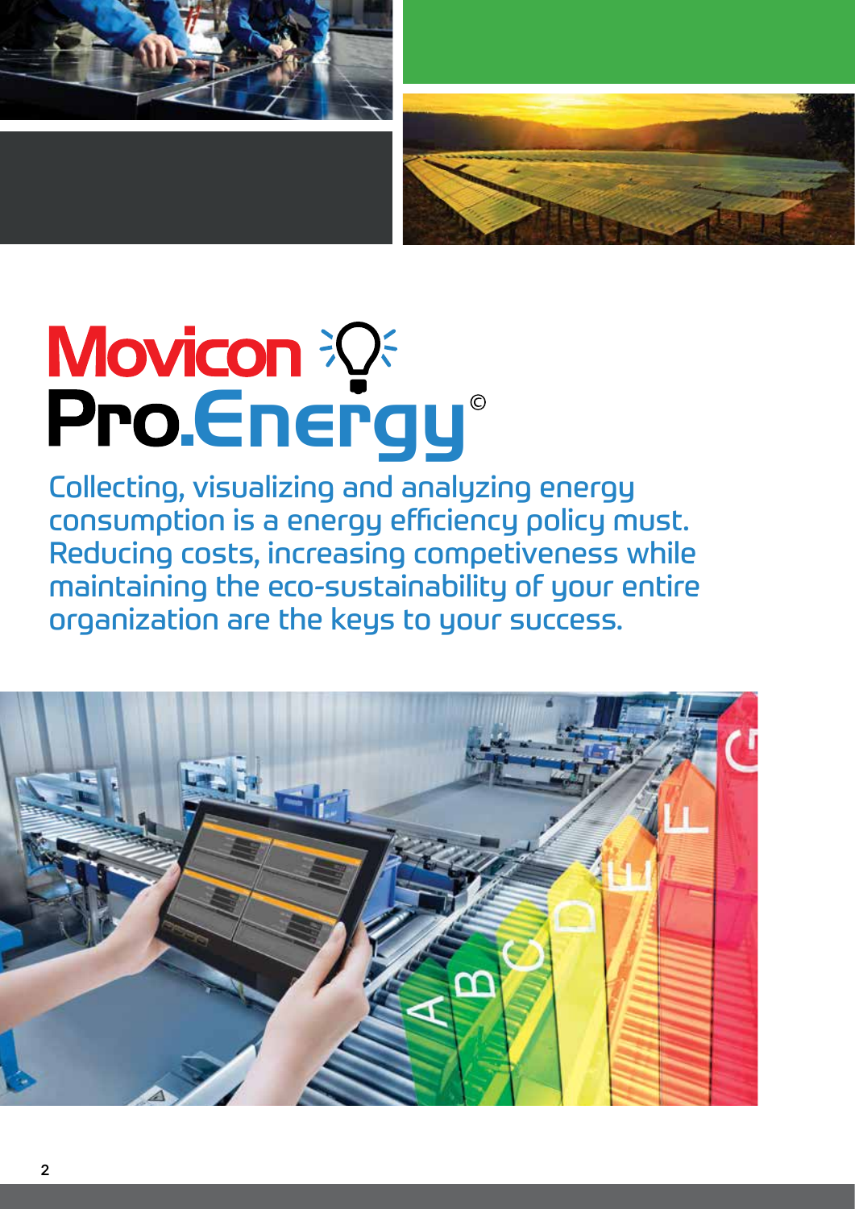# Movicon Pro.Energy©

Collecting, visualizing and analyzing energy consumption is a energy efficiency policy must. Reducing costs, increasing competiveness while maintaining the eco-sustainability of your entire organization are the keys to your success.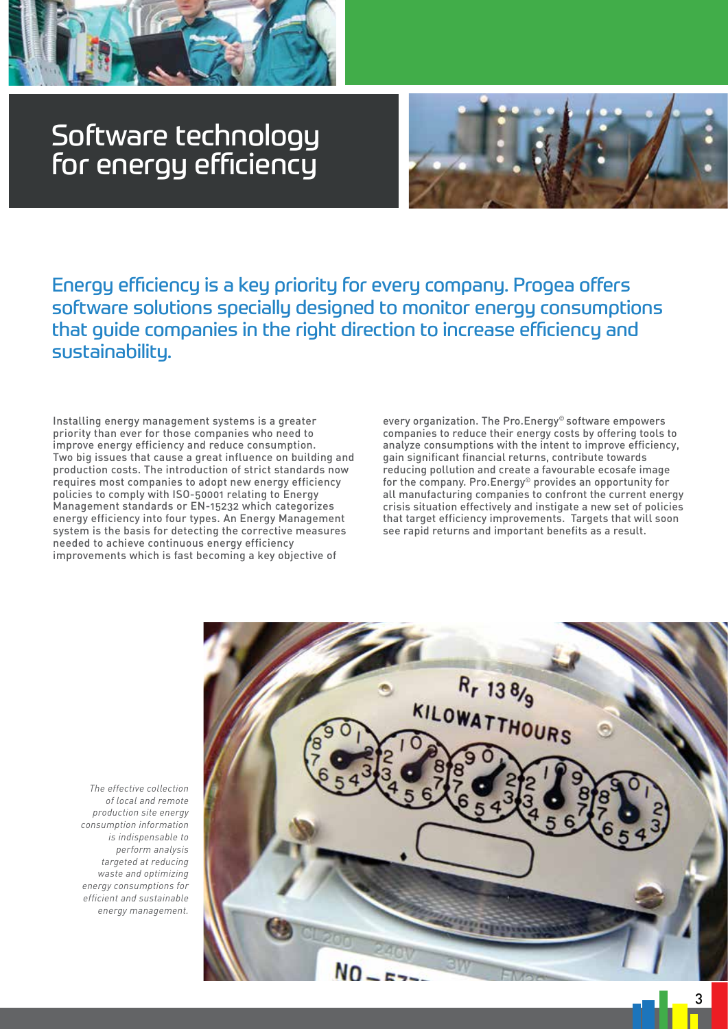# Software technology for energy efficiency

## Energy efficiency is a key priority for every company. Progea offers software solutions specially designed to monitor energy consumptions that guide companies in the right direction to increase efficiency and sustainability.

Installing energy management systems is a greater priority than ever for those companies who need to improve energy efficiency and reduce consumption. Two big issues that cause a great influence on building and production costs. The introduction of strict standards now requires most companies to adopt new energy efficiency policies to comply with ISO-50001 relating to Energy Management standards or EN-15232 which categorizes energy efficiency into four types. An Energy Management system is the basis for detecting the corrective measures needed to achieve continuous energy efficiency improvements which is fast becoming a key objective of every organization. The Pro.Energy© software empowers companies to reduce their energy costs by offering tools to analyze consumptions with the intent to improve efficiency, gain significant financial returns, contribute towards reducing pollution and create a favourable ecosafe image for the company. Pro.Energy© provides an opportunity for all manufacturing companies to confront the current energy crisis situation effectively and instigate a new set of policies that target efficiency improvements. Targets that will soon see rapid returns and important benefits as a result.

*The effective collection of local and remote production site energy consumption information is indispensable to perform analysis targeted at reducing waste and optimizing energy consumptions for efficient and sustainable energy management.*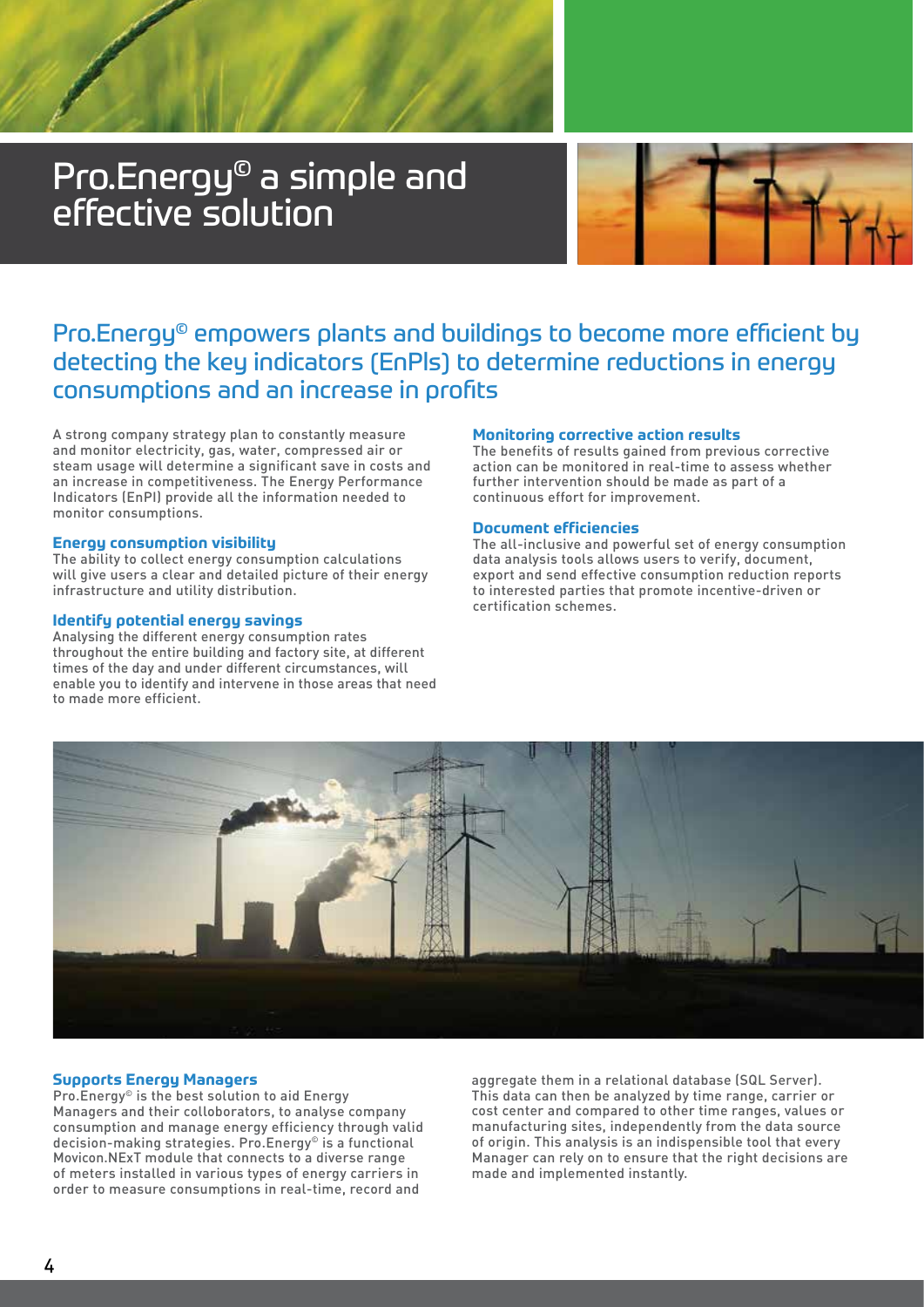# Pro.Energy© a simple and effective solution

## Pro.Energy© empowers plants and buildings to become more efficient by detecting the key indicators (EnPIs) to determine reductions in energy consumptions and an increase in profits

A strong company strategy plan to constantly measure and monitor electricity, gas, water, compressed air or steam usage will determine a significant save in costs and an increase in competitiveness. The Energy Performance Indicators (EnPI) provide all the information needed to monitor consumptions.

### Energy consumption visibility

The ability to collect energy consumption calculations will give users a clear and detailed picture of their energy infrastructure and utility distribution.

### Identify potential energy savings

Analysing the different energy consumption rates throughout the entire building and factory site, at different times of the day and under different circumstances, will enable you to identify and intervene in those areas that need to made more efficient.

### Monitoring corrective action results

The benefits of results gained from previous corrective action can be monitored in real-time to assess whether further intervention should be made as part of a continuous effort for improvement.

### Document efficiencies

The all-inclusive and powerful set of energy consumption data analysis tools allows users to verify, document, export and send effective consumption reduction reports to interested parties that promote incentive-driven or certification schemes.

### Supports Energy Managers

Pro.Energy© is the best solution to aid Energy Managers and their colloborators, to analyse company consumption and manage energy efficiency through valid decision-making strategies. Pro.Energy© is a functional Movicon.NExT module that connects to a diverse range of meters installed in various types of energy carriers in order to measure consumptions in real-time, record and aggregate them in a relational database (SQL Server). This data can then be analyzed by time range, carrier or cost center and compared to other time ranges, values or manufacturing sites, independently from the data source of origin. This analysis is an indispensible tool that every Manager can rely on to ensure that the right decisions are made and implemented instantly.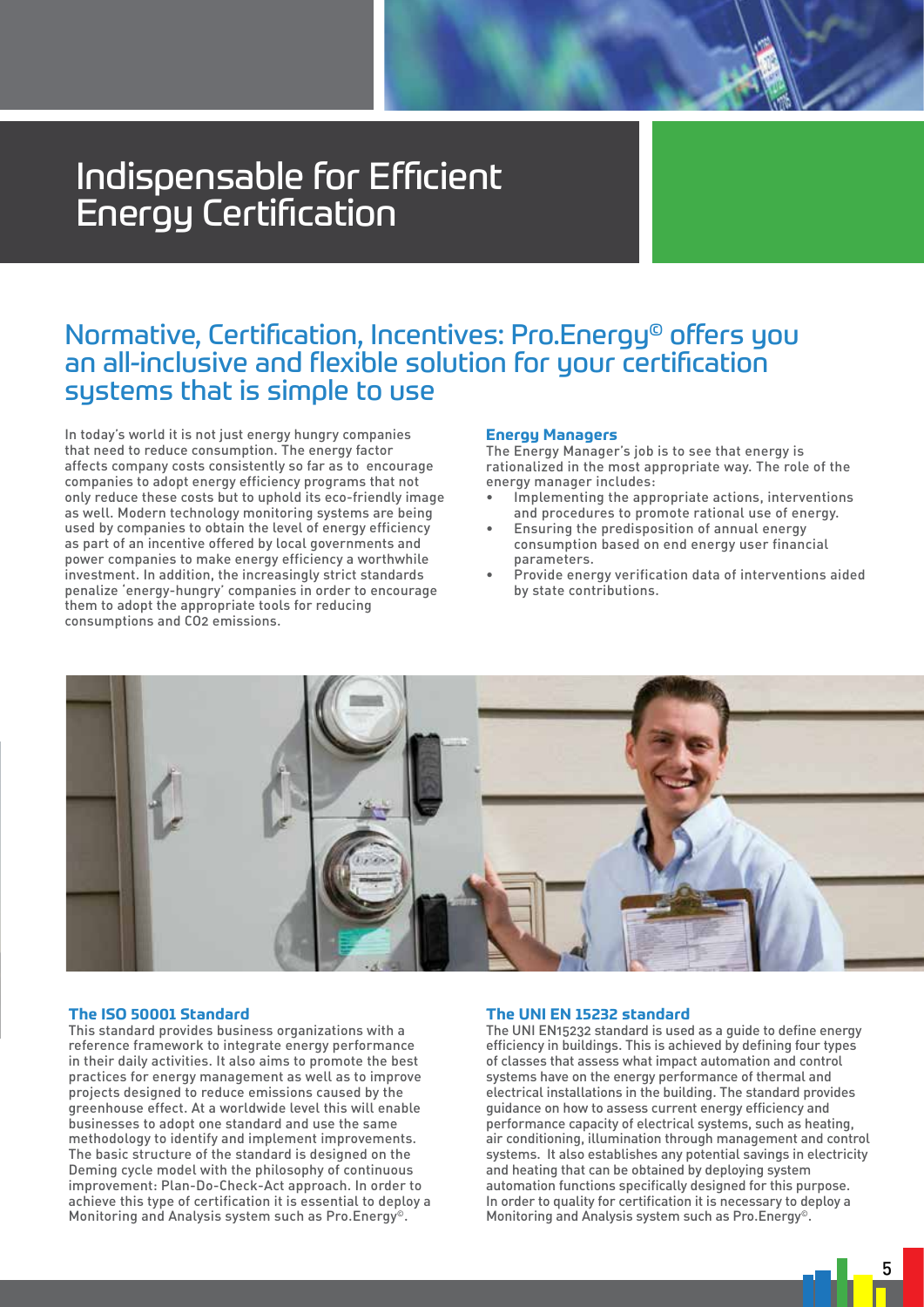# Indispensable for Efficient Energy Certification

## Normative, Certification, Incentives: Pro.Energy© offers you an all-inclusive and flexible solution for your certification systems that is simple to use

In today's world it is not just energy hungry companies that need to reduce consumption. The energy factor affects company costs consistently so far as to encourage companies to adopt energy efficiency programs that not only reduce these costs but to uphold its eco-friendly image as well. Modern technology monitoring systems are being used by companies to obtain the level of energy efficiency as part of an incentive offered by local governments and power companies to make energy efficiency a worthwhile investment. In addition, the increasingly strict standards penalize 'energy-hungry' companies in order to encourage them to adopt the appropriate tools for reducing consumptions and CO2 emissions.

### Energy Managers

The Energy Manager's job is to see that energy is rationalized in the most appropriate way. The role of the energy manager includes:

- Implementing the appropriate actions, interventions and procedures to promote rational use of energy.
- Ensuring the predisposition of annual energy consumption based on end energy user financial parameters.
- Provide energy verification data of interventions aided by state contributions.

### The ISO 50001 Standard

This standard provides business organizations with a reference framework to integrate energy performance in their daily activities. It also aims to promote the best practices for energy management as well as to improve projects designed to reduce emissions caused by the greenhouse effect. At a worldwide level this will enable businesses to adopt one standard and use the same methodology to identify and implement improvements. The basic structure of the standard is designed on the Deming cycle model with the philosophy of continuous improvement: Plan-Do-Check-Act approach. In order to achieve this type of certification it is essential to deploy a Monitoring and Analysis system such as Pro.Energy©.

### The UNI EN 15232 standard

The UNI EN15232 standard is used as a guide to define energy efficiency in buildings. This is achieved by defining four types of classes that assess what impact automation and control systems have on the energy performance of thermal and electrical installations in the building. The standard provides guidance on how to assess current energy efficiency and performance capacity of electrical systems, such as heating, air conditioning, illumination through management and control systems. It also establishes any potential savings in electricity and heating that can be obtained by deploying system automation functions specifically designed for this purpose. In order to quality for certification it is necessary to deploy a Monitoring and Analysis system such as Pro.Energy©.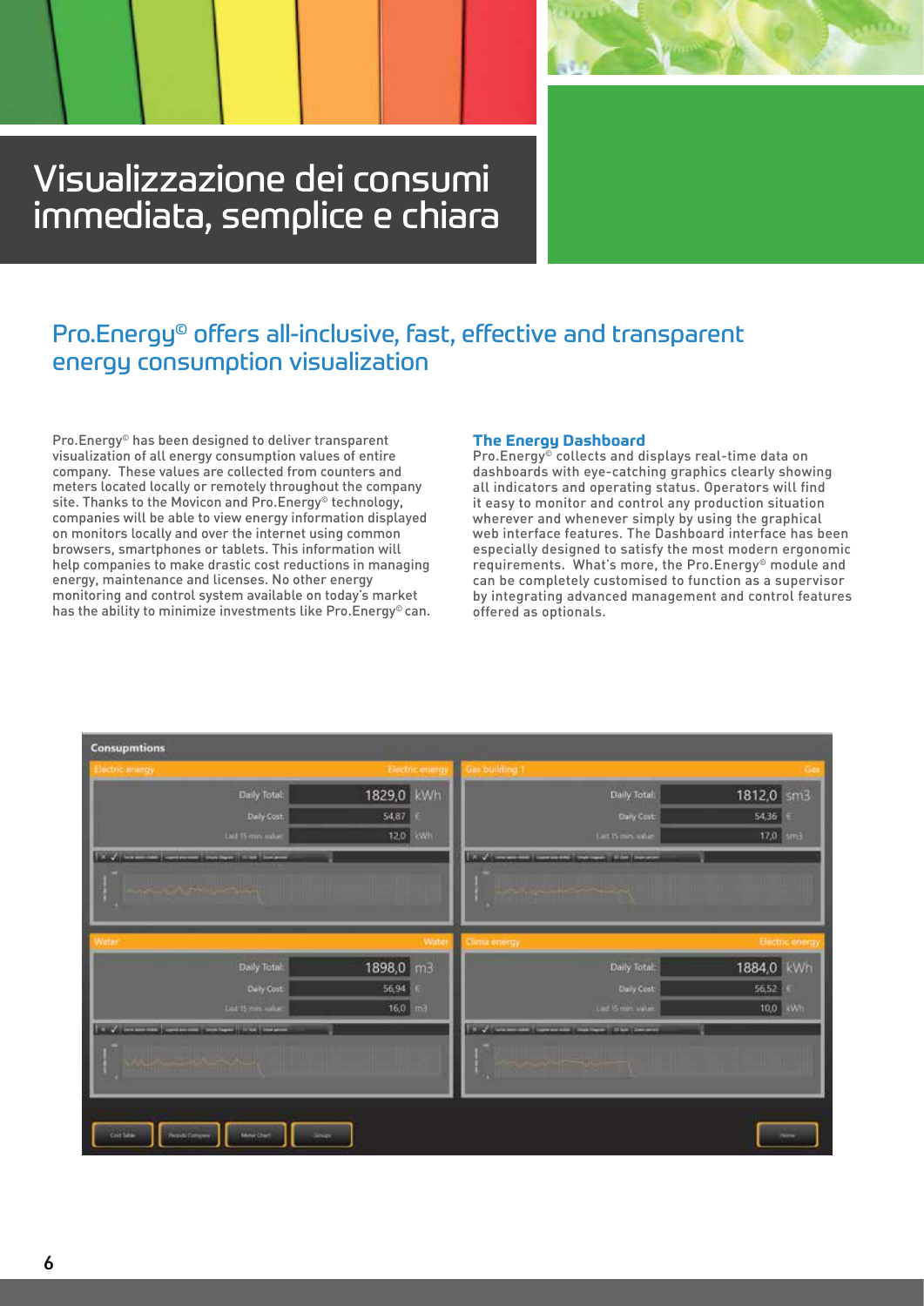# Visualizzazione dei consumi immediata, semplice e chiara

## Pro.Energy© offers all-inclusive, fast, effective and transparent energy consumption visualization

Pro.Energy© has been designed to deliver transparent visualization of all energy consumption values of entire company. These values are collected from counters and meters located locally or remotely throughout the company site. Thanks to the Movicon and Pro.Energy© technology, companies will be able to view energy information displayed on monitors locally and over the internet using common browsers, smartphones or tablets. This information will help companies to make drastic cost reductions in managing energy, maintenance and licenses. No other energy monitoring and control system available on today's market has the ability to minimize investments like Pro.Energy© can.

### The Energy Dashboard

Pro.Energy© collects and displays real-time data on dashboards with eye-catching graphics clearly showing all indicators and operating status. Operators will find it easy to monitor and control any production situation wherever and whenever simply by using the graphical web interface features. The Dashboard interface has been especially designed to satisfy the most modern ergonomic requirements. What's more, the Pro.Energy© module and can be completely customised to function as a supervisor by integrating advanced management and control features offered as optionals.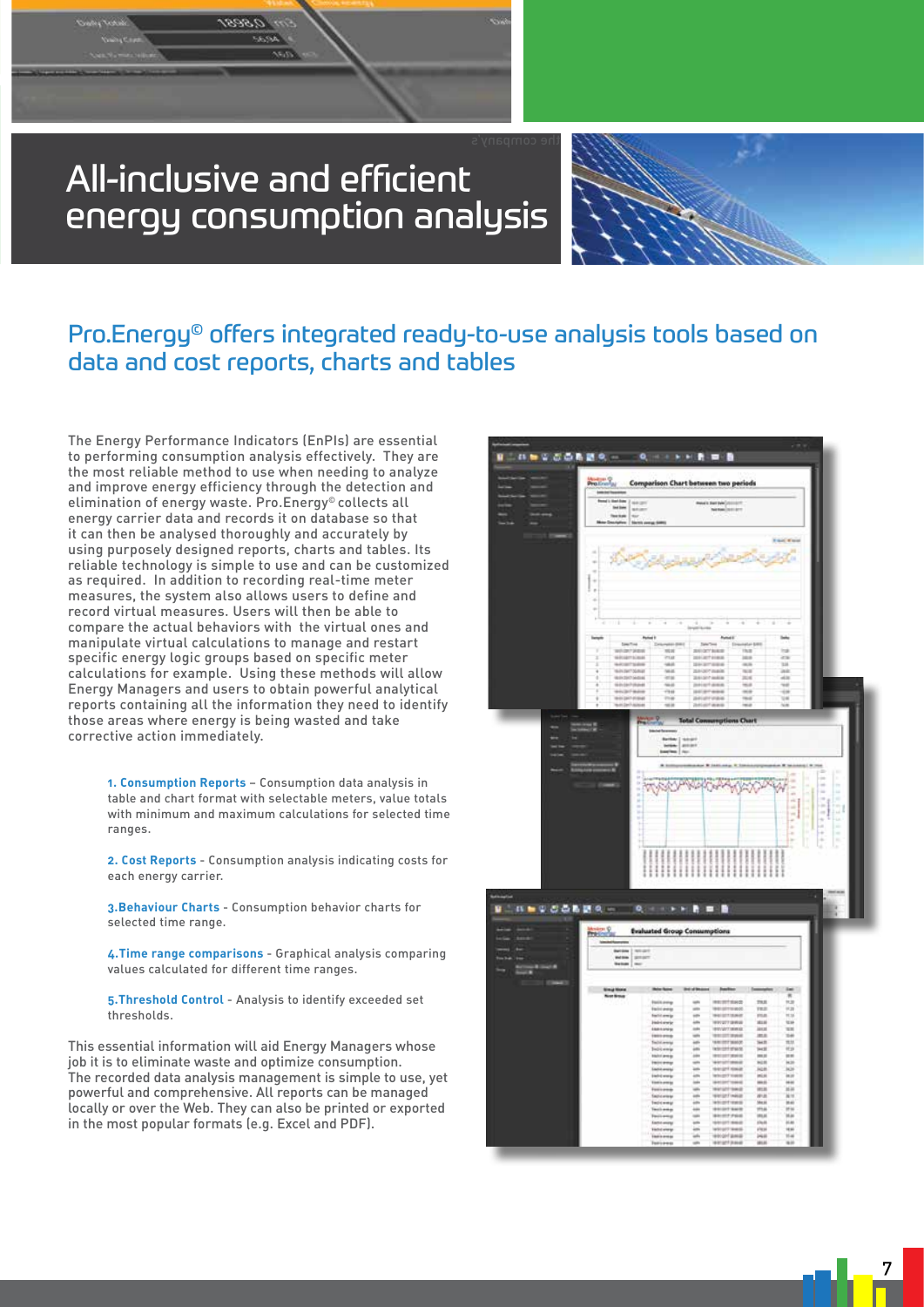# All-inclusive and efficient energy consumption analysis

## Pro.Energy© offers integrated ready-to-use analysis tools based on data and cost reports, charts and tables

The Energy Performance Indicators (EnPIs) are essential to performing consumption analysis effectively. They are the most reliable method to use when needing to analyze and improve energy efficiency through the detection and elimination of energy waste. Pro.Energy© collects all energy carrier data and records it on database so that it can then be analysed thoroughly and accurately by using purposely designed reports, charts and tables. Its reliable technology is simple to use and can be customized as required. In addition to recording real-time meter measures, the system also allows users to define and record virtual measures. Users will then be able to compare the actual behaviors with the virtual ones and manipulate virtual calculations to manage and restart specific energy logic groups based on specific meter calculations for example. Using these methods will allow Energy Managers and users to obtain powerful analytical reports containing all the information they need to identify those areas where energy is being wasted and take corrective action immediately.

**1. Consumption Reports** – Consumption data analysis in table and chart format with selectable meters, value totals with minimum and maximum calculations for selected time ranges.

**2. Cost Reports** - Consumption analysis indicating costs for each energy carrier.

**3.Behaviour Charts** - Consumption behavior charts for selected time range.

**4.Time range comparisons** - Graphical analysis comparing values calculated for different time ranges.

**5.Threshold Control** - Analysis to identify exceeded set thresholds.

This essential information will aid Energy Managers whose job it is to eliminate waste and optimize consumption. The recorded data analysis management is simple to use, yet powerful and comprehensive. All reports can be managed locally or over the Web. They can also be printed or exported in the most popular formats (e.g. Excel and PDF).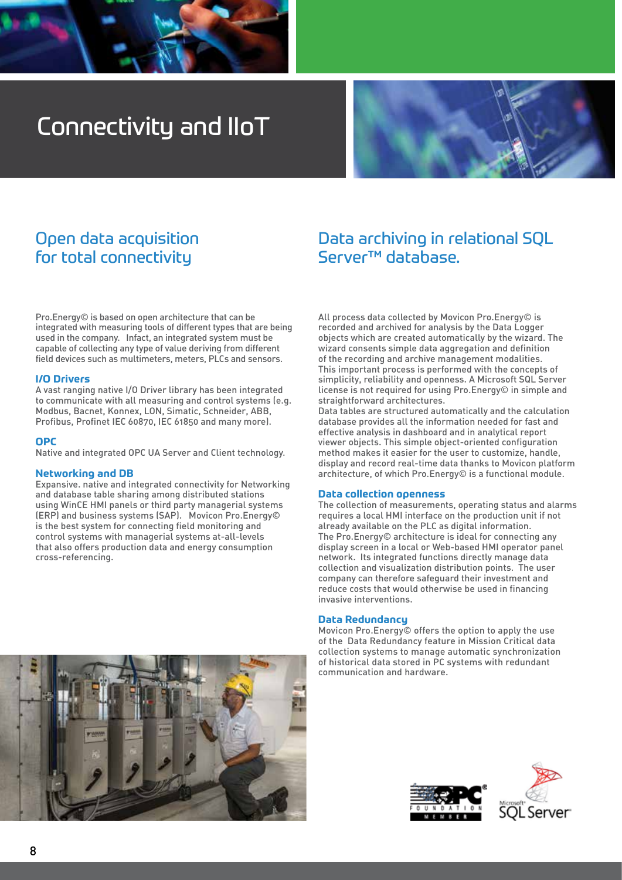# Connectivity and IIoT

## Open data acquisition for total connectivity

Pro.Energy© is based on open architecture that can be integrated with measuring tools of different types that are being used in the company.  Infact, an integrated system must be capable of collecting any type of value deriving from different field devices such as multimeters, meters, PLCs and sensors.

### I/O Drivers

A vast ranging native I/O Driver library has been integrated to communicate with all measuring and control systems (e.g. Modbus, Bacnet, Konnex, LON, Simatic, Schneider, ABB, Profibus, Profinet IEC 60870, IEC 61850 and many more).

### OPC

Native and integrated OPC UA Server and Client technology.

### Networking and DB

Expansive. native and integrated connectivity for Networking and database table sharing among distributed stations using WinCE HMI panels or third party managerial systems (ERP) and business systems (SAP).  Movicon Pro.Energy© is the best system for connecting field monitoring and control systems with managerial systems at-all-levels that also offers production data and energy consumption cross-referencing.

## Data archiving in relational SQL Server™ database.

All process data collected by Movicon Pro.Energy© is recorded and archived for analysis by the Data Logger objects which are created automatically by the wizard. The wizard consents simple data aggregation and definition of the recording and archive management modalities. This important process is performed with the concepts of simplicity, reliability and openness. A Microsoft SQL Server license is not required for using Pro.Energy© in simple and straightforward architectures.
Data tables are structured automatically and the calculation database provides all the information needed for fast and effective analysis in dashboard and in analytical report viewer objects. This simple object-oriented configuration method makes it easier for the user to customize, handle, display and record real-time data thanks to Movicon platform architecture, of which Pro.Energy© is a functional module.

### Data collection openness

The collection of measurements, operating status and alarms requires a local HMI interface on the production unit if not already available on the PLC as digital information.
The Pro.Energy© architecture is ideal for connecting any display screen in a local or Web-based HMI operator panel network.  Its integrated functions directly manage data collection and visualization distribution points.  The user company can therefore safeguard their investment and reduce costs that would otherwise be used in financing invasive interventions.

### Data Redundancy

Movicon Pro.Energy© offers the option to apply the use of the  Data Redundancy feature in Mission Critical data collection systems to manage automatic synchronization of historical data stored in PC systems with redundant communication and hardware.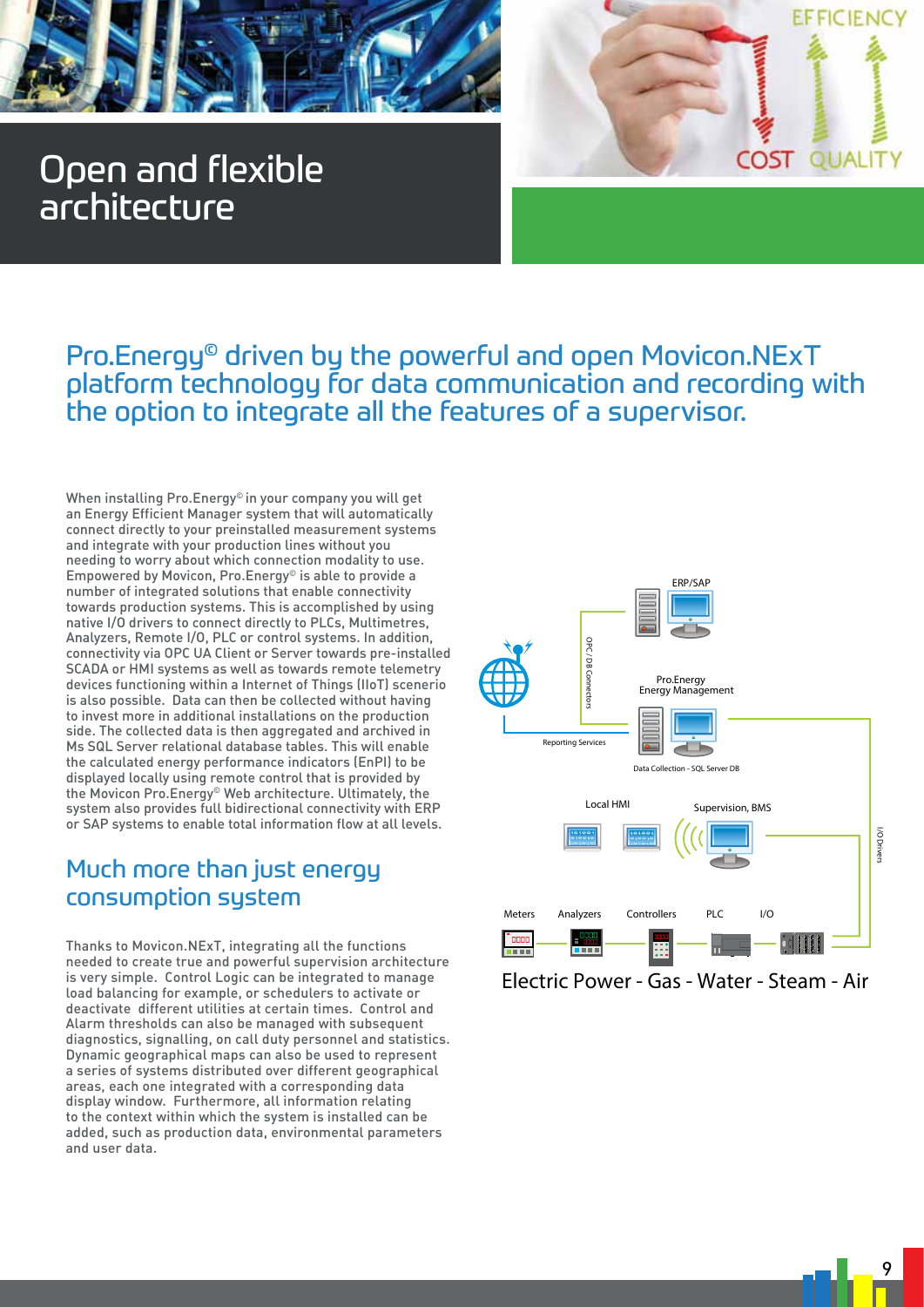# Open and flexible architecture

## Pro.Energy© driven by the powerful and open Movicon.NExT platform technology for data communication and recording with the option to integrate all the features of a supervisor.

When installing Pro.Energy© in your company you will get an Energy Efficient Manager system that will automatically connect directly to your preinstalled measurement systems and integrate with your production lines without you needing to worry about which connection modality to use. Empowered by Movicon, Pro.Energy© is able to provide a number of integrated solutions that enable connectivity towards production systems. This is accomplished by using native I/O drivers to connect directly to PLCs, Multimetres, Analyzers, Remote I/O, PLC or control systems. In addition, connectivity via OPC UA Client or Server towards pre-installed SCADA or HMI systems as well as towards remote telemetry devices functioning within a Internet of Things (IIoT) scenerio is also possible. Data can then be collected without having to invest more in additional installations on the production side. The collected data is then aggregated and archived in Ms SQL Server relational database tables. This will enable the calculated energy performance indicators (EnPI) to be displayed locally using remote control that is provided by the Movicon Pro.Energy© Web architecture. Ultimately, the system also provides full bidirectional connectivity with ERP or SAP systems to enable total information flow at all levels.

## Much more than just energy consumption system

Thanks to Movicon.NExT, integrating all the functions needed to create true and powerful supervision architecture is very simple. Control Logic can be integrated to manage load balancing for example, or schedulers to activate or deactivate different utilities at certain times. Control and Alarm thresholds can also be managed with subsequent diagnostics, signalling, on call duty personnel and statistics. Dynamic geographical maps can also be used to represent a series of systems distributed over different geographical areas, each one integrated with a corresponding data display window. Furthermore, all information relating to the context within which the system is installed can be added, such as production data, environmental parameters and user data.

ERP/SAP

OPC / DB Connectors

Pro.Energy Energy Management

Reporting Services

Data Collection - SQL Server DB

Local HMI

Supervision, BMS

I/O Drivers

Meters · Analyzers · Controllers · PLC · I/O

Electric Power - Gas - Water - Steam - Air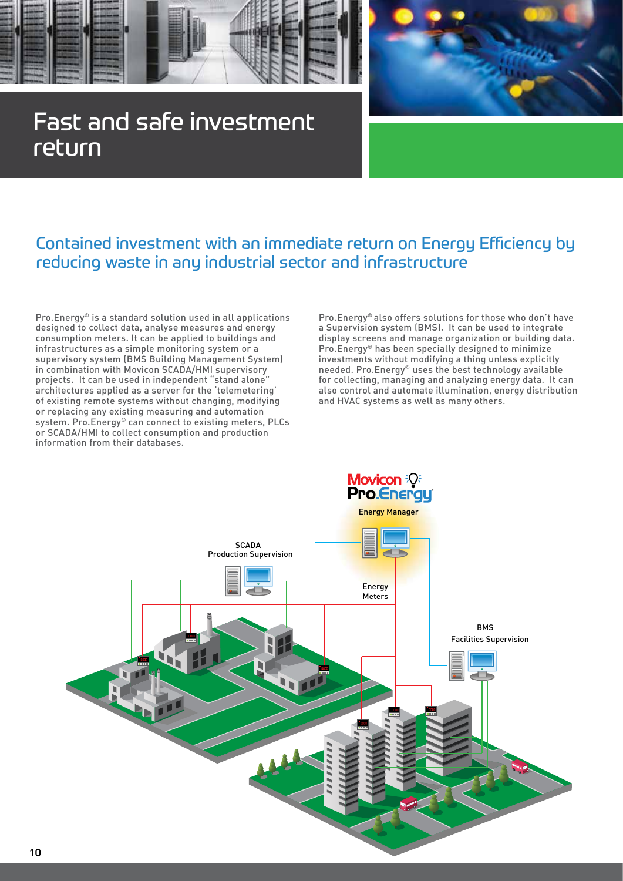# Fast and safe investment return

## Contained investment with an immediate return on Energy Efficiency by reducing waste in any industrial sector and infrastructure

Pro.Energy© is a standard solution used in all applications designed to collect data, analyse measures and energy consumption meters. It can be applied to buildings and infrastructures as a simple monitoring system or a supervisory system (BMS Building Management System) in combination with Movicon SCADA/HMI supervisory projects. It can be used in independent "stand alone" architectures applied as a server for the 'telemetering' of existing remote systems without changing, modifying or replacing any existing measuring and automation system. Pro.Energy© can connect to existing meters, PLCs or SCADA/HMI to collect consumption and production information from their databases.

Pro.Energy© also offers solutions for those who don't have a Supervision system (BMS). It can be used to integrate display screens and manage organization or building data. Pro.Energy© has been specially designed to minimize investments without modifying a thing unless explicitly needed. Pro.Energy© uses the best technology available for collecting, managing and analyzing energy data. It can also control and automate illumination, energy distribution and HVAC systems as well as many others.

Movicon Pro.Energy

Energy Manager

SCADA
Production Supervision

Energy Meters

BMS
Facilities Supervision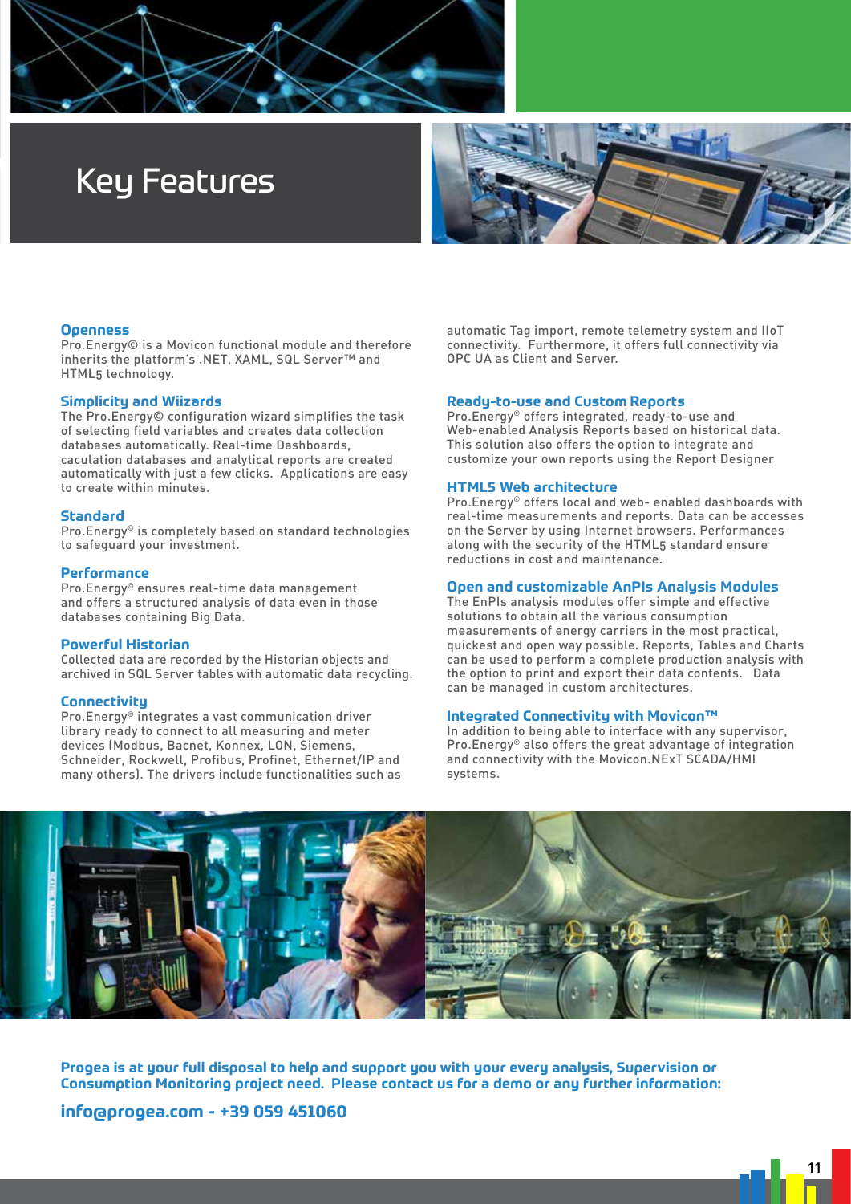# Key Features

### Openness
Pro.Energy© is a Movicon functional module and therefore inherits the platform's .NET, XAML, SQL Server™ and HTML5 technology.

### Simplicity and Wiizards
The Pro.Energy© configuration wizard simplifies the task of selecting field variables and creates data collection databases automatically. Real-time Dashboards, caculation databases and analytical reports are created automatically with just a few clicks. Applications are easy to create within minutes.

### Standard
Pro.Energy® is completely based on standard technologies to safeguard your investment.

### Performance
Pro.Energy® ensures real-time data management and offers a structured analysis of data even in those databases containing Big Data.

### Powerful Historian
Collected data are recorded by the Historian objects and archived in SQL Server tables with automatic data recycling.

### Connectivity
Pro.Energy® integrates a vast communication driver library ready to connect to all measuring and meter devices (Modbus, Bacnet, Konnex, LON, Siemens, Schneider, Rockwell, Profibus, Profinet, Ethernet/IP and many others). The drivers include functionalities such as automatic Tag import, remote telemetry system and IIoT connectivity. Furthermore, it offers full connectivity via OPC UA as Client and Server.

### Ready-to-use and Custom Reports
Pro.Energy® offers integrated, ready-to-use and Web-enabled Analysis Reports based on historical data. This solution also offers the option to integrate and customize your own reports using the Report Designer

### HTML5 Web architecture
Pro.Energy® offers local and web- enabled dashboards with real-time measurements and reports. Data can be accesses on the Server by using Internet browsers. Performances along with the security of the HTML5 standard ensure reductions in cost and maintenance.

### Open and customizable AnPIs Analysis Modules
The EnPIs analysis modules offer simple and effective solutions to obtain all the various consumption measurements of energy carriers in the most practical, quickest and open way possible. Reports, Tables and Charts can be used to perform a complete production analysis with the option to print and export their data contents. Data can be managed in custom architectures.

### Integrated Connectivity with Movicon™
In addition to being able to interface with any supervisor, Pro.Energy® also offers the great advantage of integration and connectivity with the Movicon.NExT SCADA/HMI systems.

**Progea is at your full disposal to help and support you with your every analysis, Supervision or Consumption Monitoring project need. Please contact us for a demo or any further information:**

**info@progea.com - +39 059 451060**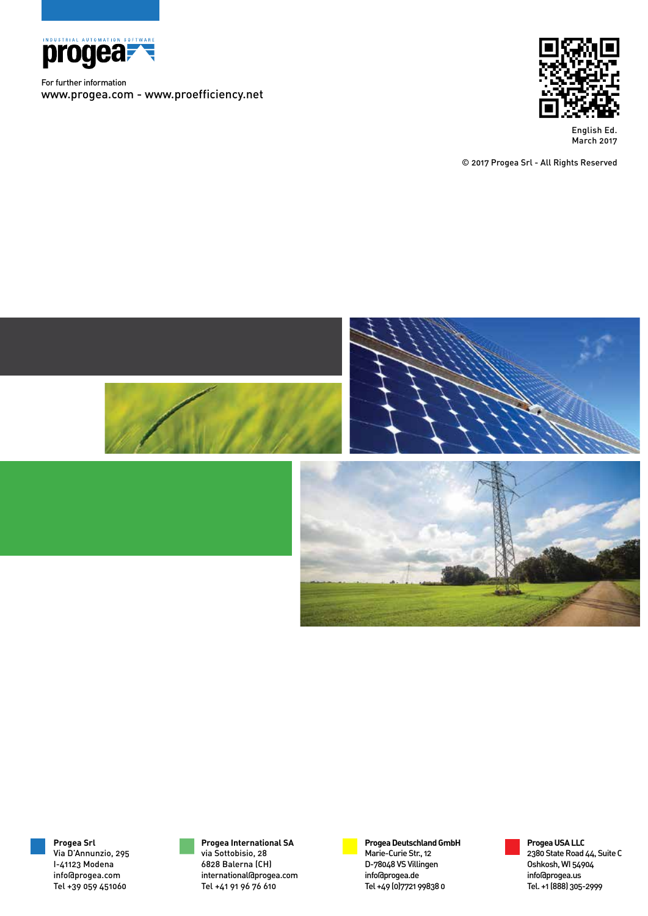progea INDUSTRIAL AUTOMATION SOFTWARE

For further information
www.progea.com - www.proefficiency.net

English Ed.
March 2017

© 2017 Progea Srl - All Rights Reserved

**Progea Srl**
Via D'Annunzio, 295
I-41123 Modena
info@progea.com
Tel +39 059 451060

**Progea International SA**
via Sottobisio, 28
6828 Balerna (CH)
international@progea.com
Tel +41 91 96 76 610

**Progea Deutschland GmbH**
Marie-Curie Str., 12
D-78048 VS Villingen
info@progea.de
Tel +49 (0)7721 99838 0

**Progea USA LLC**
2380 State Road 44, Suite C
Oshkosh, WI 54904
info@progea.us
Tel. +1 (888) 305-2999